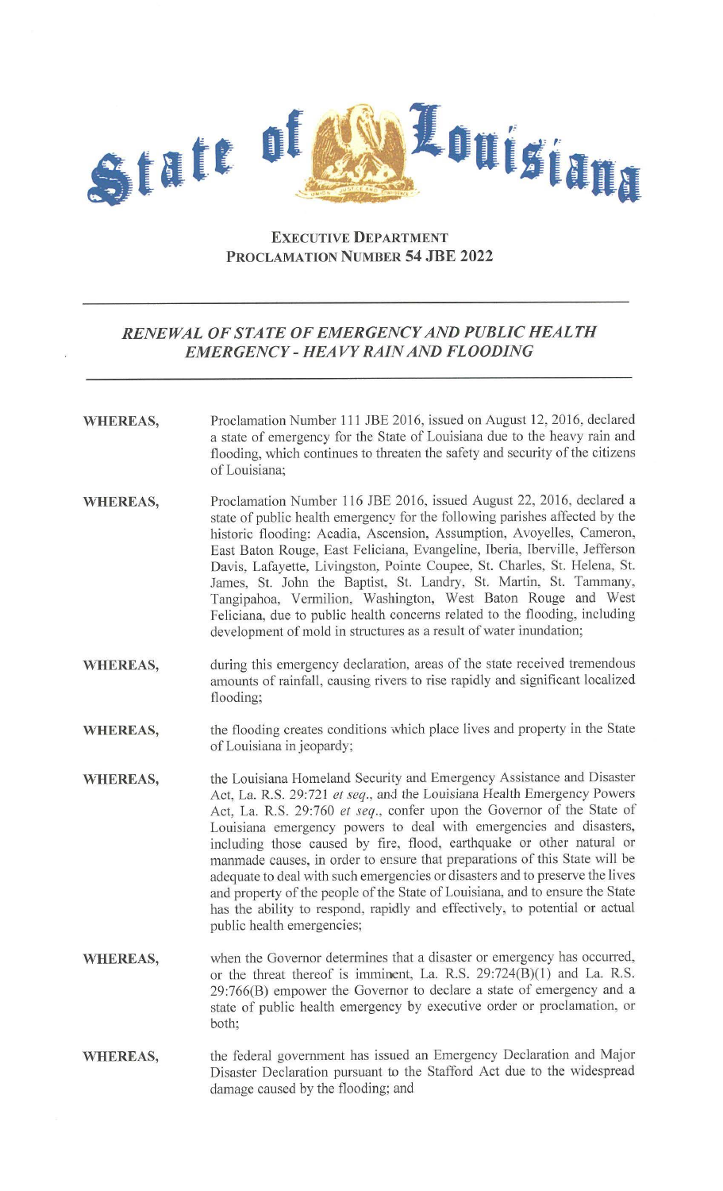# State of Louisiana

## Executive Department
## Proclamation Number 54 JBE 2022

### *Renewal of State of Emergency and Public Health Emergency - Heavy Rain and Flooding*

**WHEREAS,** Proclamation Number 111 JBE 2016, issued on August 12, 2016, declared a state of emergency for the State of Louisiana due to the heavy rain and flooding, which continues to threaten the safety and security of the citizens of Louisiana;

**WHEREAS,** Proclamation Number 116 JBE 2016, issued August 22, 2016, declared a state of public health emergency for the following parishes affected by the historic flooding: Acadia, Ascension, Assumption, Avoyelles, Cameron, East Baton Rouge, East Feliciana, Evangeline, Iberia, Iberville, Jefferson Davis, Lafayette, Livingston, Pointe Coupee, St. Charles, St. Helena, St. James, St. John the Baptist, St. Landry, St. Martin, St. Tammany, Tangipahoa, Vermilion, Washington, West Baton Rouge and West Feliciana, due to public health concerns related to the flooding, including development of mold in structures as a result of water inundation;

**WHEREAS,** during this emergency declaration, areas of the state received tremendous amounts of rainfall, causing rivers to rise rapidly and significant localized flooding;

**WHEREAS,** the flooding creates conditions which place lives and property in the State of Louisiana in jeopardy;

**WHEREAS,** the Louisiana Homeland Security and Emergency Assistance and Disaster Act, La. R.S. 29:721 *et seq.*, and the Louisiana Health Emergency Powers Act, La. R.S. 29:760 *et seq.*, confer upon the Governor of the State of Louisiana emergency powers to deal with emergencies and disasters, including those caused by fire, flood, earthquake or other natural or manmade causes, in order to ensure that preparations of this State will be adequate to deal with such emergencies or disasters and to preserve the lives and property of the people of the State of Louisiana, and to ensure the State has the ability to respond, rapidly and effectively, to potential or actual public health emergencies;

**WHEREAS,** when the Governor determines that a disaster or emergency has occurred, or the threat thereof is imminent, La. R.S. 29:724(B)(1) and La. R.S. 29:766(B) empower the Governor to declare a state of emergency and a state of public health emergency by executive order or proclamation, or both;

**WHEREAS,** the federal government has issued an Emergency Declaration and Major Disaster Declaration pursuant to the Stafford Act due to the widespread damage caused by the flooding; and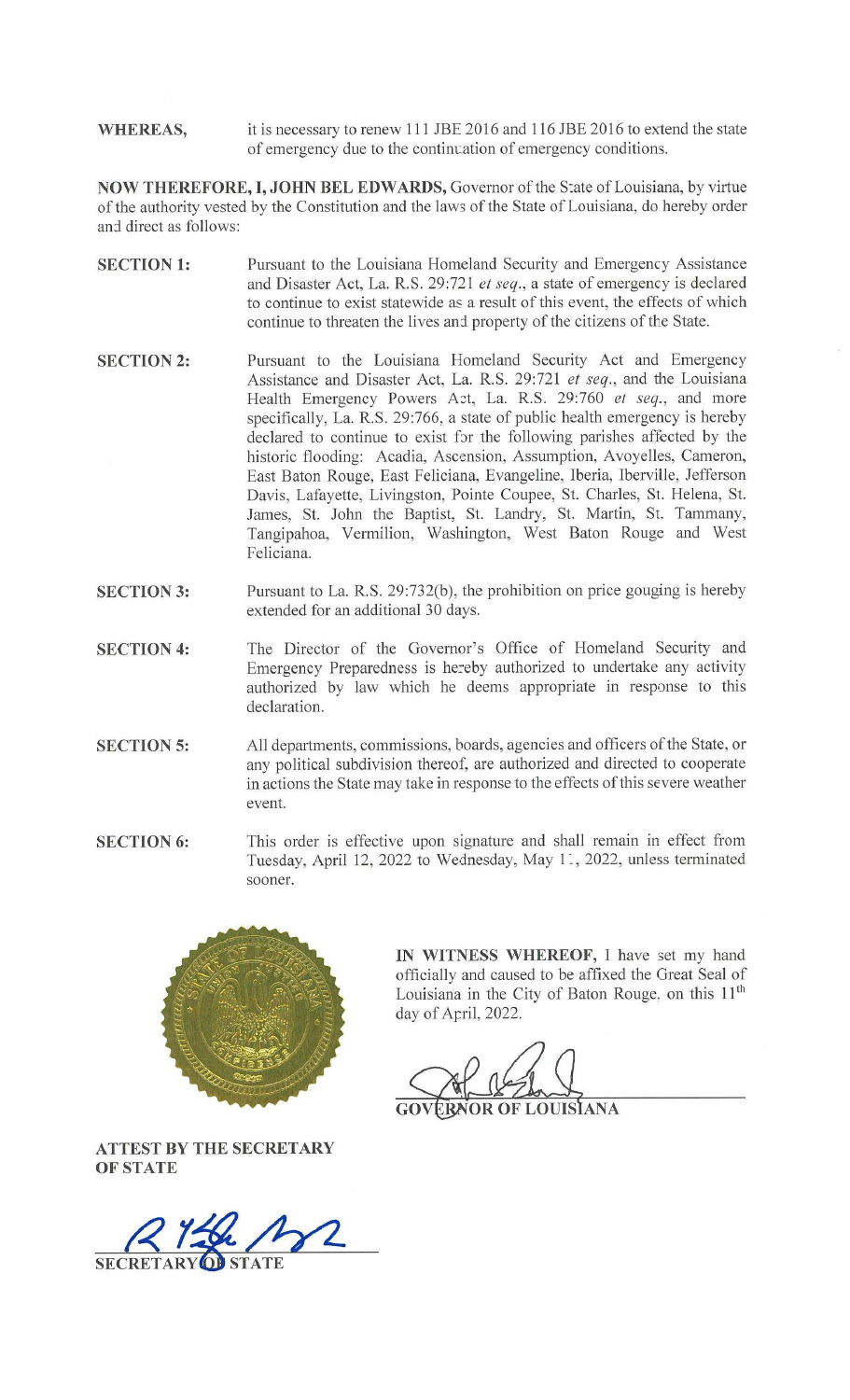**WHEREAS,** it is necessary to renew 111 JBE 2016 and 116 JBE 2016 to extend the state of emergency due to the continuation of emergency conditions.

**NOW THEREFORE, I, JOHN BEL EDWARDS,** Governor of the State of Louisiana, by virtue of the authority vested by the Constitution and the laws of the State of Louisiana, do hereby order and direct as follows:

**SECTION 1:** Pursuant to the Louisiana Homeland Security and Emergency Assistance and Disaster Act, La. R.S. 29:721 *et seq.*, a state of emergency is declared to continue to exist statewide as a result of this event, the effects of which continue to threaten the lives and property of the citizens of the State.

**SECTION 2:** Pursuant to the Louisiana Homeland Security Act and Emergency Assistance and Disaster Act, La. R.S. 29:721 *et seq.*, and the Louisiana Health Emergency Powers Act, La. R.S. 29:760 *et seq.*, and more specifically, La. R.S. 29:766, a state of public health emergency is hereby declared to continue to exist for the following parishes affected by the historic flooding: Acadia, Ascension, Assumption, Avoyelles, Cameron, East Baton Rouge, East Feliciana, Evangeline, Iberia, Iberville, Jefferson Davis, Lafayette, Livingston, Pointe Coupee, St. Charles, St. Helena, St. James, St. John the Baptist, St. Landry, St. Martin, St. Tammany, Tangipahoa, Vermilion, Washington, West Baton Rouge and West Feliciana.

**SECTION 3:** Pursuant to La. R.S. 29:732(b), the prohibition on price gouging is hereby extended for an additional 30 days.

**SECTION 4:** The Director of the Governor's Office of Homeland Security and Emergency Preparedness is hereby authorized to undertake any activity authorized by law which he deems appropriate in response to this declaration.

**SECTION 5:** All departments, commissions, boards, agencies and officers of the State, or any political subdivision thereof, are authorized and directed to cooperate in actions the State may take in response to the effects of this severe weather event.

**SECTION 6:** This order is effective upon signature and shall remain in effect from Tuesday, April 12, 2022 to Wednesday, May 11, 2022, unless terminated sooner.

**IN WITNESS WHEREOF,** I have set my hand officially and caused to be affixed the Great Seal of Louisiana in the City of Baton Rouge, on this 11th day of April, 2022.

**GOVERNOR OF LOUISIANA**

**ATTEST BY THE SECRETARY OF STATE**

**SECRETARY OF STATE**